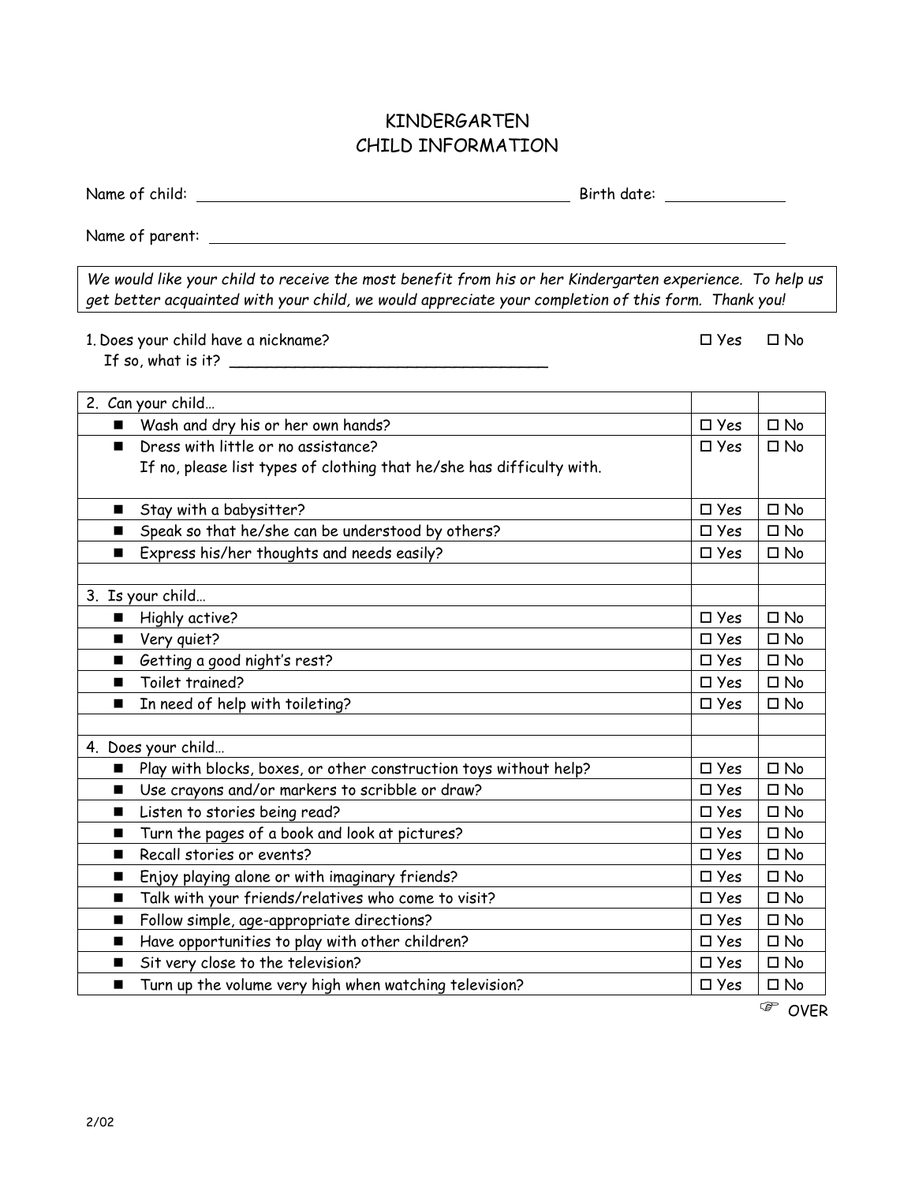# KINDERGARTEN
# CHILD INFORMATION

Name of child: ___________________________________________ Birth date: _____________

Name of parent: ____________________________________________________________________

*We would like your child to receive the most benefit from his or her Kindergarten experience. To help us get better acquainted with your child, we would appreciate your completion of this form. Thank you!*

1. Does your child have a nickname? ☐ Yes ☐ No
   If so, what is it? ___________________________________

| 2. Can your child… | | |
|---|---|---|
| ■ Wash and dry his or her own hands? | ☐ Yes | ☐ No |
| ■ Dress with little or no assistance?<br>If no, please list types of clothing that he/she has difficulty with. | ☐ Yes | ☐ No |
| ■ Stay with a babysitter? | ☐ Yes | ☐ No |
| ■ Speak so that he/she can be understood by others? | ☐ Yes | ☐ No |
| ■ Express his/her thoughts and needs easily? | ☐ Yes | ☐ No |
| | | |
| 3. Is your child… | | |
| ■ Highly active? | ☐ Yes | ☐ No |
| ■ Very quiet? | ☐ Yes | ☐ No |
| ■ Getting a good night's rest? | ☐ Yes | ☐ No |
| ■ Toilet trained? | ☐ Yes | ☐ No |
| ■ In need of help with toileting? | ☐ Yes | ☐ No |
| | | |
| 4. Does your child… | | |
| ■ Play with blocks, boxes, or other construction toys without help? | ☐ Yes | ☐ No |
| ■ Use crayons and/or markers to scribble or draw? | ☐ Yes | ☐ No |
| ■ Listen to stories being read? | ☐ Yes | ☐ No |
| ■ Turn the pages of a book and look at pictures? | ☐ Yes | ☐ No |
| ■ Recall stories or events? | ☐ Yes | ☐ No |
| ■ Enjoy playing alone or with imaginary friends? | ☐ Yes | ☐ No |
| ■ Talk with your friends/relatives who come to visit? | ☐ Yes | ☐ No |
| ■ Follow simple, age-appropriate directions? | ☐ Yes | ☐ No |
| ■ Have opportunities to play with other children? | ☐ Yes | ☐ No |
| ■ Sit very close to the television? | ☐ Yes | ☐ No |
| ■ Turn up the volume very high when watching television? | ☐ Yes | ☐ No |

☞ OVER

2/02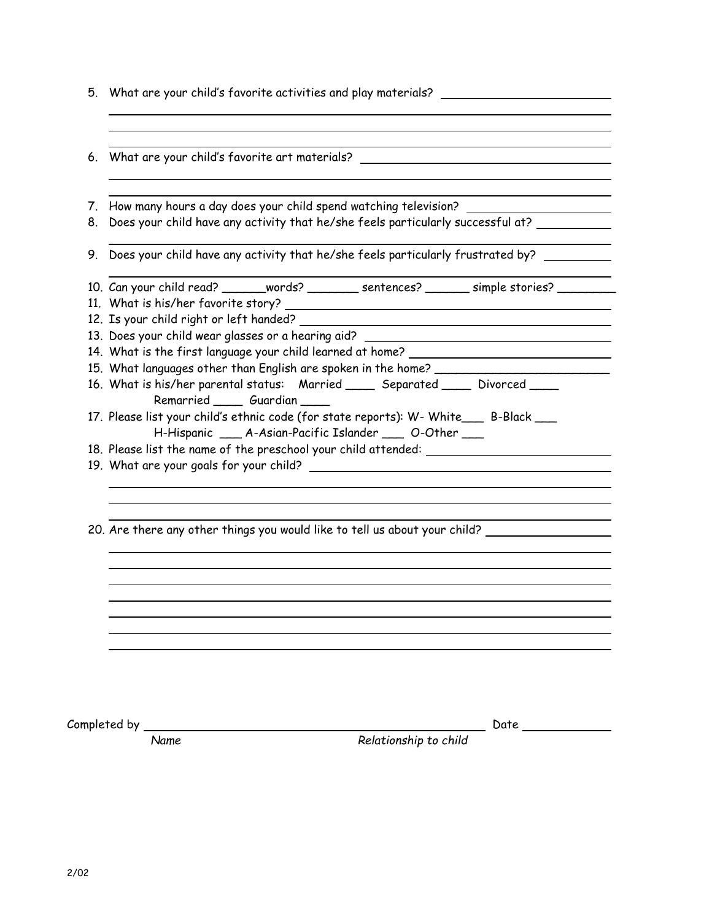5. What are your child's favorite activities and play materials? ______________________________

______________________________________________________________________

______________________________________________________________________

______________________________________________________________________

6. What are your child's favorite art materials? ______________________________

______________________________________________________________________

______________________________________________________________________

7. How many hours a day does your child spend watching television? ______________________
8. Does your child have any activity that he/she feels particularly successful at? ___________

______________________________________________________________________

9. Does your child have any activity that he/she feels particularly frustrated by? __________

______________________________________________________________________

10. Can your child read? ______words? _______ sentences? ______ simple stories? ________
11. What is his/her favorite story? ______________________________
12. Is your child right or left handed? ______________________________
13. Does your child wear glasses or a hearing aid? ______________________________
14. What is the first language your child learned at home? ______________________________
15. What languages other than English are spoken in the home? _________________________
16. What is his/her parental status: Married ____ Separated ____ Divorced ____ Remarried ____ Guardian ____
17. Please list your child's ethnic code (for state reports): W- White___ B-Black ___ H-Hispanic ___ A-Asian-Pacific Islander ___ O-Other ___
18. Please list the name of the preschool your child attended: ______________________________
19. What are your goals for your child? ______________________________

______________________________________________________________________

______________________________________________________________________

______________________________________________________________________

20. Are there any other things you would like to tell us about your child? __________________

______________________________________________________________________

______________________________________________________________________

______________________________________________________________________

______________________________________________________________________

______________________________________________________________________

______________________________________________________________________

______________________________________________________________________

Completed by ______________________________________________ Date _____________

*Name* *Relationship to child*

2/02